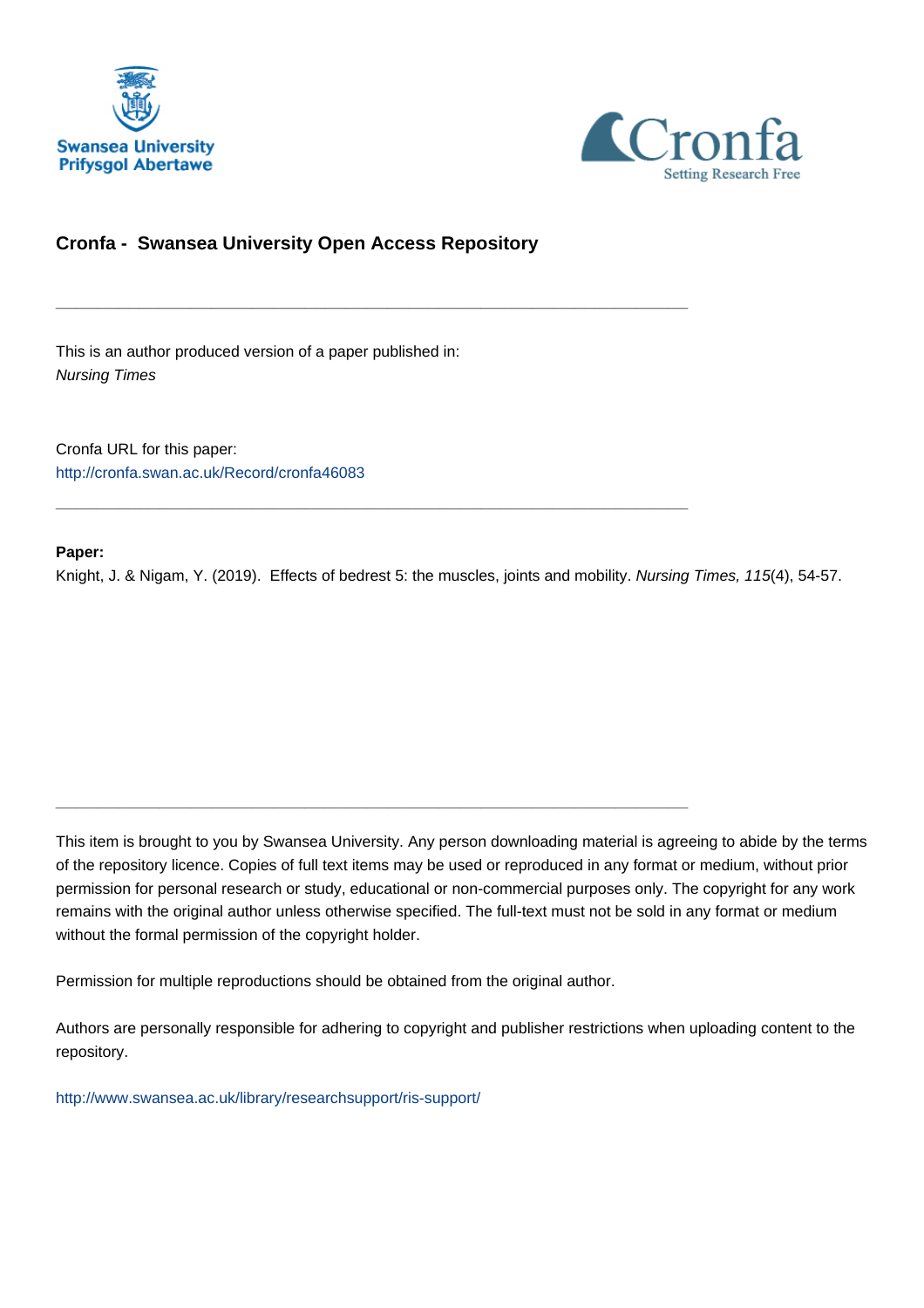Swansea University
Prifysgol Abertawe

Cronfa
Setting Research Free

## Cronfa - Swansea University Open Access Repository

---

This is an author produced version of a paper published in:
*Nursing Times*

Cronfa URL for this paper:
http://cronfa.swan.ac.uk/Record/cronfa46083

---

**Paper:**
Knight, J. & Nigam, Y. (2019). Effects of bedrest 5: the muscles, joints and mobility. *Nursing Times, 115*(4), 54-57.

---

This item is brought to you by Swansea University. Any person downloading material is agreeing to abide by the terms of the repository licence. Copies of full text items may be used or reproduced in any format or medium, without prior permission for personal research or study, educational or non-commercial purposes only. The copyright for any work remains with the original author unless otherwise specified. The full-text must not be sold in any format or medium without the formal permission of the copyright holder.

Permission for multiple reproductions should be obtained from the original author.

Authors are personally responsible for adhering to copyright and publisher restrictions when uploading content to the repository.

http://www.swansea.ac.uk/library/researchsupport/ris-support/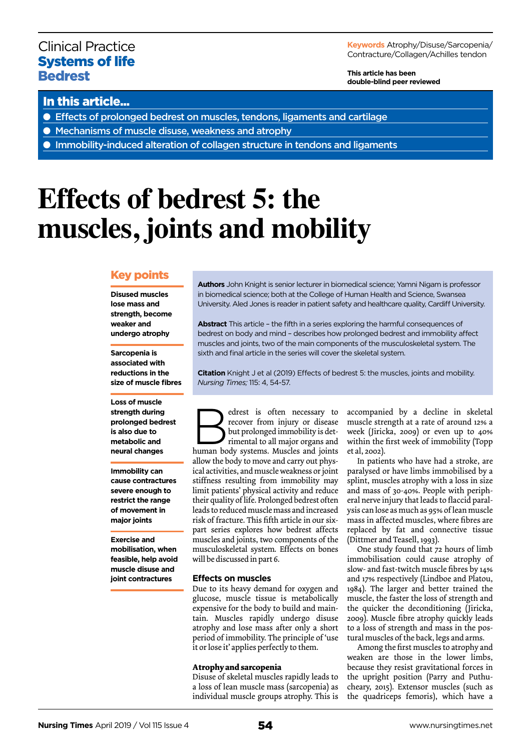Clinical Practice
**Systems of life**
**Bedrest**

**Keywords** Atrophy/Disuse/Sarcopenia/Contracture/Collagen/Achilles tendon

**This article has been double-blind peer reviewed**

## In this article...

- Effects of prolonged bedrest on muscles, tendons, ligaments and cartilage
- Mechanisms of muscle disuse, weakness and atrophy
- Immobility-induced alteration of collagen structure in tendons and ligaments

# Effects of bedrest 5: the muscles, joints and mobility

## Key points

**Disused muscles lose mass and strength, become weaker and undergo atrophy**

**Sarcopenia is associated with reductions in the size of muscle fibres**

**Loss of muscle strength during prolonged bedrest is also due to metabolic and neural changes**

**Immobility can cause contractures severe enough to restrict the range of movement in major joints**

**Exercise and mobilisation, when feasible, help avoid muscle disuse and joint contractures**

**Authors** John Knight is senior lecturer in biomedical science; Yamni Nigam is professor in biomedical science; both at the College of Human Health and Science, Swansea University. Aled Jones is reader in patient safety and healthcare quality, Cardiff University.

**Abstract** This article – the fifth in a series exploring the harmful consequences of bedrest on body and mind – describes how prolonged bedrest and immobility affect muscles and joints, two of the main components of the musculoskeletal system. The sixth and final article in the series will cover the skeletal system.

**Citation** Knight J et al (2019) Effects of bedrest 5: the muscles, joints and mobility. *Nursing Times;* 115: 4, 54-57.

Bedrest is often necessary to recover from injury or disease but prolonged immobility is detrimental to all major organs and human body systems. Muscles and joints allow the body to move and carry out physical activities, and muscle weakness or joint stiffness resulting from immobility may limit patients' physical activity and reduce their quality of life. Prolonged bedrest often leads to reduced muscle mass and increased risk of fracture. This fifth article in our six-part series explores how bedrest affects muscles and joints, two components of the musculoskeletal system. Effects on bones will be discussed in part 6.

## Effects on muscles

Due to its heavy demand for oxygen and glucose, muscle tissue is metabolically expensive for the body to build and maintain. Muscles rapidly undergo disuse atrophy and lose mass after only a short period of immobility. The principle of 'use it or lose it' applies perfectly to them.

### Atrophy and sarcopenia

Disuse of skeletal muscles rapidly leads to a loss of lean muscle mass (sarcopenia) as individual muscle groups atrophy. This is accompanied by a decline in skeletal muscle strength at a rate of around 12% a week (Jiricka, 2009) or even up to 40% within the first week of immobility (Topp et al, 2002).

In patients who have had a stroke, are paralysed or have limbs immobilised by a splint, muscles atrophy with a loss in size and mass of 30-40%. People with peripheral nerve injury that leads to flaccid paralysis can lose as much as 95% of lean muscle mass in affected muscles, where fibres are replaced by fat and connective tissue (Dittmer and Teasell, 1993).

One study found that 72 hours of limb immobilisation could cause atrophy of slow- and fast-twitch muscle fibres by 14% and 17% respectively (Lindboe and Platou, 1984). The larger and better trained the muscle, the faster the loss of strength and the quicker the deconditioning (Jiricka, 2009). Muscle fibre atrophy quickly leads to a loss of strength and mass in the postural muscles of the back, legs and arms.

Among the first muscles to atrophy and weaken are those in the lower limbs, because they resist gravitational forces in the upright position (Parry and Puthucheary, 2015). Extensor muscles (such as the quadriceps femoris), which have a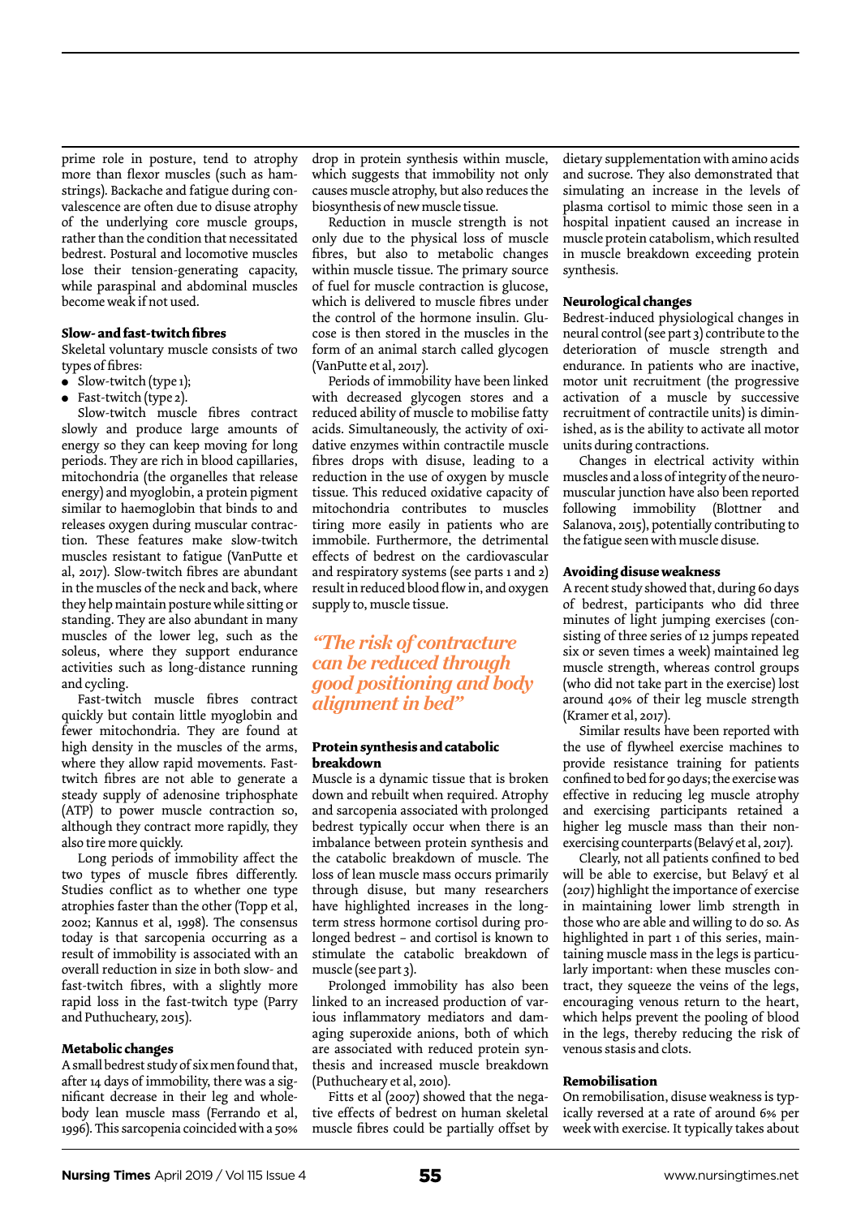prime role in posture, tend to atrophy more than flexor muscles (such as hamstrings). Backache and fatigue during convalescence are often due to disuse atrophy of the underlying core muscle groups, rather than the condition that necessitated bedrest. Postural and locomotive muscles lose their tension-generating capacity, while paraspinal and abdominal muscles become weak if not used.

### Slow- and fast-twitch fibres

Skeletal voluntary muscle consists of two types of fibres:

- Slow-twitch (type 1);
- Fast-twitch (type 2).

Slow-twitch muscle fibres contract slowly and produce large amounts of energy so they can keep moving for long periods. They are rich in blood capillaries, mitochondria (the organelles that release energy) and myoglobin, a protein pigment similar to haemoglobin that binds to and releases oxygen during muscular contraction. These features make slow-twitch muscles resistant to fatigue (VanPutte et al, 2017). Slow-twitch fibres are abundant in the muscles of the neck and back, where they help maintain posture while sitting or standing. They are also abundant in many muscles of the lower leg, such as the soleus, where they support endurance activities such as long-distance running and cycling.

Fast-twitch muscle fibres contract quickly but contain little myoglobin and fewer mitochondria. They are found at high density in the muscles of the arms, where they allow rapid movements. Fast-twitch fibres are not able to generate a steady supply of adenosine triphosphate (ATP) to power muscle contraction so, although they contract more rapidly, they also tire more quickly.

Long periods of immobility affect the two types of muscle fibres differently. Studies conflict as to whether one type atrophies faster than the other (Topp et al, 2002; Kannus et al, 1998). The consensus today is that sarcopenia occurring as a result of immobility is associated with an overall reduction in size in both slow- and fast-twitch fibres, with a slightly more rapid loss in the fast-twitch type (Parry and Puthucheary, 2015).

### Metabolic changes

A small bedrest study of six men found that, after 14 days of immobility, there was a significant decrease in their leg and whole-body lean muscle mass (Ferrando et al, 1996). This sarcopenia coincided with a 50% drop in protein synthesis within muscle, which suggests that immobility not only causes muscle atrophy, but also reduces the biosynthesis of new muscle tissue.

Reduction in muscle strength is not only due to the physical loss of muscle fibres, but also to metabolic changes within muscle tissue. The primary source of fuel for muscle contraction is glucose, which is delivered to muscle fibres under the control of the hormone insulin. Glucose is then stored in the muscles in the form of an animal starch called glycogen (VanPutte et al, 2017).

Periods of immobility have been linked with decreased glycogen stores and a reduced ability of muscle to mobilise fatty acids. Simultaneously, the activity of oxidative enzymes within contractile muscle fibres drops with disuse, leading to a reduction in the use of oxygen by muscle tissue. This reduced oxidative capacity of mitochondria contributes to muscles tiring more easily in patients who are immobile. Furthermore, the detrimental effects of bedrest on the cardiovascular and respiratory systems (see parts 1 and 2) result in reduced blood flow in, and oxygen supply to, muscle tissue.

> *"The risk of contracture can be reduced through good positioning and body alignment in bed"*

### Protein synthesis and catabolic breakdown

Muscle is a dynamic tissue that is broken down and rebuilt when required. Atrophy and sarcopenia associated with prolonged bedrest typically occur when there is an imbalance between protein synthesis and the catabolic breakdown of muscle. The loss of lean muscle mass occurs primarily through disuse, but many researchers have highlighted increases in the long-term stress hormone cortisol during prolonged bedrest – and cortisol is known to stimulate the catabolic breakdown of muscle (see part 3).

Prolonged immobility has also been linked to an increased production of various inflammatory mediators and damaging superoxide anions, both of which are associated with reduced protein synthesis and increased muscle breakdown (Puthucheary et al, 2010).

Fitts et al (2007) showed that the negative effects of bedrest on human skeletal muscle fibres could be partially offset by dietary supplementation with amino acids and sucrose. They also demonstrated that simulating an increase in the levels of plasma cortisol to mimic those seen in a hospital inpatient caused an increase in muscle protein catabolism, which resulted in muscle breakdown exceeding protein synthesis.

### Neurological changes

Bedrest-induced physiological changes in neural control (see part 3) contribute to the deterioration of muscle strength and endurance. In patients who are inactive, motor unit recruitment (the progressive activation of a muscle by successive recruitment of contractile units) is diminished, as is the ability to activate all motor units during contractions.

Changes in electrical activity within muscles and a loss of integrity of the neuromuscular junction have also been reported following immobility (Blottner and Salanova, 2015), potentially contributing to the fatigue seen with muscle disuse.

### Avoiding disuse weakness

A recent study showed that, during 60 days of bedrest, participants who did three minutes of light jumping exercises (consisting of three series of 12 jumps repeated six or seven times a week) maintained leg muscle strength, whereas control groups (who did not take part in the exercise) lost around 40% of their leg muscle strength (Kramer et al, 2017).

Similar results have been reported with the use of flywheel exercise machines to provide resistance training for patients confined to bed for 90 days; the exercise was effective in reducing leg muscle atrophy and exercising participants retained a higher leg muscle mass than their non-exercising counterparts (Belavý et al, 2017).

Clearly, not all patients confined to bed will be able to exercise, but Belavý et al (2017) highlight the importance of exercise in maintaining lower limb strength in those who are able and willing to do so. As highlighted in part 1 of this series, maintaining muscle mass in the legs is particularly important: when these muscles contract, they squeeze the veins of the legs, encouraging venous return to the heart, which helps prevent the pooling of blood in the legs, thereby reducing the risk of venous stasis and clots.

### Remobilisation

On remobilisation, disuse weakness is typically reversed at a rate of around 6% per week with exercise. It typically takes about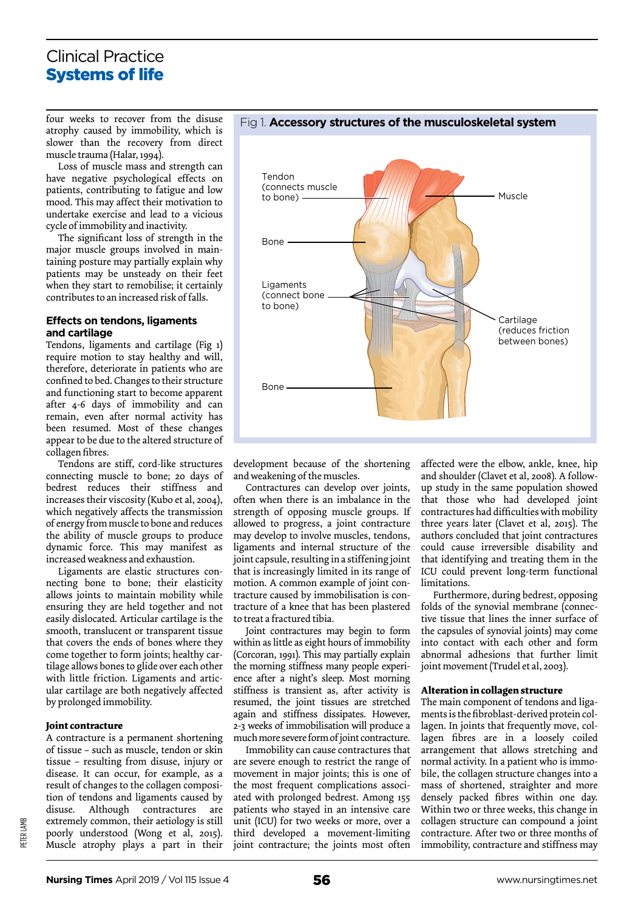four weeks to recover from the disuse atrophy caused by immobility, which is slower than the recovery from direct muscle trauma (Halar, 1994).

Loss of muscle mass and strength can have negative psychological effects on patients, contributing to fatigue and low mood. This may affect their motivation to undertake exercise and lead to a vicious cycle of immobility and inactivity.

The significant loss of strength in the major muscle groups involved in maintaining posture may partially explain why patients may be unsteady on their feet when they start to remobilise; it certainly contributes to an increased risk of falls.

### Effects on tendons, ligaments and cartilage

Tendons, ligaments and cartilage (Fig 1) require motion to stay healthy and will, therefore, deteriorate in patients who are confined to bed. Changes to their structure and functioning start to become apparent after 4-6 days of immobility and can remain, even after normal activity has been resumed. Most of these changes appear to be due to the altered structure of collagen fibres.

Tendons are stiff, cord-like structures connecting muscle to bone; 20 days of bedrest reduces their stiffness and increases their viscosity (Kubo et al, 2004), which negatively affects the transmission of energy from muscle to bone and reduces the ability of muscle groups to produce dynamic force. This may manifest as increased weakness and exhaustion.

Ligaments are elastic structures connecting bone to bone; their elasticity allows joints to maintain mobility while ensuring they are held together and not easily dislocated. Articular cartilage is the smooth, translucent or transparent tissue that covers the ends of bones where they come together to form joints; healthy cartilage allows bones to glide over each other with little friction. Ligaments and articular cartilage are both negatively affected by prolonged immobility.

Fig 1. **Accessory structures of the musculoskeletal system**

Tendon (connects muscle to bone)

Muscle

Bone

Ligaments (connect bone to bone)

Cartilage (reduces friction between bones)

Bone

#### Joint contracture

A contracture is a permanent shortening of tissue – such as muscle, tendon or skin tissue – resulting from disuse, injury or disease. It can occur, for example, as a result of changes to the collagen composition of tendons and ligaments caused by disuse. Although contractures are extremely common, their aetiology is still poorly understood (Wong et al, 2015). Muscle atrophy plays a part in their development because of the shortening and weakening of the muscles.

Contractures can develop over joints, often when there is an imbalance in the strength of opposing muscle groups. If allowed to progress, a joint contracture may develop to involve muscles, tendons, ligaments and internal structure of the joint capsule, resulting in a stiffening joint that is increasingly limited in its range of motion. A common example of joint contracture caused by immobilisation is contracture of a knee that has been plastered to treat a fractured tibia.

Joint contractures may begin to form within as little as eight hours of immobility (Corcoran, 1991). This may partially explain the morning stiffness many people experience after a night's sleep. Most morning stiffness is transient as, after activity is resumed, the joint tissues are stretched again and stiffness dissipates. However, 2-3 weeks of immobilisation will produce a much more severe form of joint contracture.

Immobility can cause contractures that are severe enough to restrict the range of movement in major joints; this is one of the most frequent complications associated with prolonged bedrest. Among 155 patients who stayed in an intensive care unit (ICU) for two weeks or more, over a third developed a movement-limiting joint contracture; the joints most often affected were the elbow, ankle, knee, hip and shoulder (Clavet et al, 2008). A follow-up study in the same population showed that those who had developed joint contractures had difficulties with mobility three years later (Clavet et al, 2015). The authors concluded that joint contractures could cause irreversible disability and that identifying and treating them in the ICU could prevent long-term functional limitations.

Furthermore, during bedrest, opposing folds of the synovial membrane (connective tissue that lines the inner surface of the capsules of synovial joints) may come into contact with each other and form abnormal adhesions that further limit joint movement (Trudel et al, 2003).

#### Alteration in collagen structure

The main component of tendons and ligaments is the fibroblast-derived protein collagen. In joints that frequently move, collagen fibres are in a loosely coiled arrangement that allows stretching and normal activity. In a patient who is immobile, the collagen structure changes into a mass of shortened, straighter and more densely packed fibres within one day. Within two or three weeks, this change in collagen structure can compound a joint contracture. After two or three months of immobility, contracture and stiffness may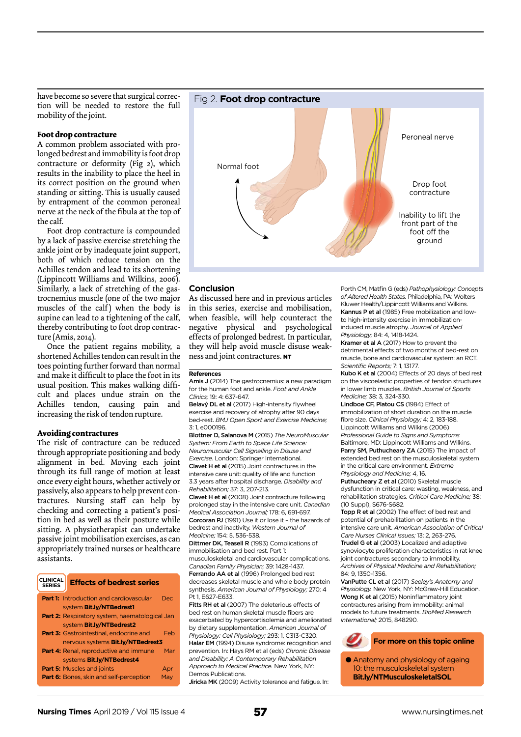have become so severe that surgical correction will be needed to restore the full mobility of the joint.

### Foot drop contracture

A common problem associated with prolonged bedrest and immobility is foot drop contracture or deformity (Fig 2), which results in the inability to place the heel in its correct position on the ground when standing or sitting. This is usually caused by entrapment of the common peroneal nerve at the neck of the fibula at the top of the calf.

Foot drop contracture is compounded by a lack of passive exercise stretching the ankle joint or by inadequate joint support, both of which reduce tension on the Achilles tendon and lead to its shortening (Lippincott Williams and Wilkins, 2006). Similarly, a lack of stretching of the gastrocnemius muscle (one of the two major muscles of the calf) when the body is supine can lead to a tightening of the calf, thereby contributing to foot drop contracture (Amis, 2014).

Once the patient regains mobility, a shortened Achilles tendon can result in the toes pointing further forward than normal and make it difficult to place the foot in its usual position. This makes walking difficult and places undue strain on the Achilles tendon, causing pain and increasing the risk of tendon rupture.

### Avoiding contractures

The risk of contracture can be reduced through appropriate positioning and body alignment in bed. Moving each joint through its full range of motion at least once every eight hours, whether actively or passively, also appears to help prevent contractures. Nursing staff can help by checking and correcting a patient's position in bed as well as their posture while sitting. A physiotherapist can undertake passive joint mobilisation exercises, as can appropriately trained nurses or healthcare assistants.

**Fig 2. Foot drop contracture**

Peroneal nerve

Normal foot

Drop foot contracture

Inability to lift the front part of the foot off the ground

## Conclusion

As discussed here and in previous articles in this series, exercise and mobilisation, when feasible, will help counteract the negative physical and psychological effects of prolonged bedrest. In particular, they will help avoid muscle disuse weakness and joint contractures. **NT**

### References

**Amis J** (2014) The gastrocnemius: a new paradigm for the human foot and ankle. *Foot and Ankle Clinics;* 19: 4: 637-647.

**Belavý DL et al** (2017) High-intensity flywheel exercise and recovery of atrophy after 90 days bed-rest. *BMJ Open Sport and Exercise Medicine;* 3: 1, e000196.

**Blottner D, Salanova M** (2015) *The NeuroMuscular System: From Earth to Space Life Science: Neuromuscular Cell Signalling in Disuse and Exercise.* London: Springer International.

**Clavet H et al** (2015) Joint contractures in the intensive care unit: quality of life and function 3.3 years after hospital discharge. *Disability and Rehabilitation;* 37: 3, 207-213.

**Clavet H et al** (2008) Joint contracture following prolonged stay in the intensive care unit. *Canadian Medical Association Journal;* 178: 6, 691-697.

**Corcoran PJ** (1991) Use it or lose it – the hazards of bedrest and inactivity. *Western Journal of Medicine;* 154: 5, 536-538.

**Dittmer DK, Teasell R** (1993) Complications of immobilisation and bed rest. Part 1: musculoskeletal and cardiovascular complications. *Canadian Family Physician;* 39: 1428-1437.

**Ferrando AA et al** (1996) Prolonged bed rest decreases skeletal muscle and whole body protein synthesis. *American Journal of Physiology;* 270: 4 Pt 1, E627-E633.

**Fitts RH et al** (2007) The deleterious effects of bed rest on human skeletal muscle fibers are exacerbated by hypercortisolemia and ameliorated by dietary supplementation. *American Journal of Physiology: Cell Physiology;* 293: 1, C313-C320.

**Halar EM** (1994) Disuse syndrome: recognition and prevention. In: Hays RM et al (eds) *Chronic Disease and Disability: A Contemporary Rehabilitation Approach to Medical Practice.* New York, NY: Demos Publications.

**Jiricka MK** (2009) Activity tolerance and fatigue. In: Porth CM, Matfin G (eds) *Pathophysiology: Concepts of Altered Health States.* Philadelphia, PA: Wolters Kluwer Health/Lippincott Williams and Wilkins.

**Kannus P et al** (1985) Free mobilization and low- to high-intensity exercise in immobilization-induced muscle atrophy. *Journal of Applied Physiology;* 84: 4, 1418-1424.

**Kramer et al A** (2017) How to prevent the detrimental effects of two months of bed-rest on muscle, bone and cardiovascular system: an RCT. *Scientific Reports;* 7: 1, 13177.

**Kubo K et al** (2004) Effects of 20 days of bed rest on the viscoelastic properties of tendon structures in lower limb muscles. *British Journal of Sports Medicine;* 38: 3, 324-330.

**Lindboe CF, Platou CS** (1984) Effect of immobilization of short duration on the muscle fibre size. *Clinical Physiology;* 4: 2, 183-188.

Lippincott Williams and Wilkins (2006) *Professional Guide to Signs and Symptoms* Baltimore, MD: Lippincott Williams and Wilkins.

**Parry SM, Puthucheary ZA** (2015) The impact of extended bed rest on the musculoskeletal system in the critical care environment. *Extreme Physiology and Medicine;* 4, 16.

**Puthucheary Z et al** (2010) Skeletal muscle dysfunction in critical care: wasting, weakness, and rehabilitation strategies. *Critical Care Medicine;* 38: (10 Suppl), S676-S682.

**Topp R et al** (2002) The effect of bed rest and potential of prehabilitation on patients in the intensive care unit. *American Association of Critical Care Nurses Clinical Issues;* 13: 2, 263-276.

**Trudel G et al** (2003) Localized and adaptive synoviocyte proliferation characteristics in rat knee joint contractures secondary to immobility. *Archives of Physical Medicine and Rehabilitation;* 84: 9, 1350-1356.

**VanPutte CL et al** (2017) *Seeley's Anatomy and Physiology.* New York, NY: McGraw-Hill Education.

**Wong K et al** (2015) Noninflammatory joint contractures arising from immobility: animal models to future treatments. *BioMed Research International;* 2015, 848290.

### CLINICAL SERIES — Effects of bedrest series

| | | |
|---|---|---|
| **Part 1:** | Introduction and cardiovascular system **Bit.ly/NTBedrest1** | Dec |
| **Part 2:** | Respiratory system, haematological system **Bit.ly/NTBedrest2** | Jan |
| **Part 3:** | Gastrointestinal, endocrine and nervous systems **Bit.ly/NTBedrest3** | Feb |
| **Part 4:** | Renal, reproductive and immune systems **Bit.ly/NTBedrest4** | Mar |
| **Part 5:** | Muscles and joints | Apr |
| **Part 6:** | Bones, skin and self-perception | May |

### For more on this topic online

- Anatomy and physiology of ageing 10: the musculoskeletal system **Bit.ly/NTMusculoskeletalSOL**